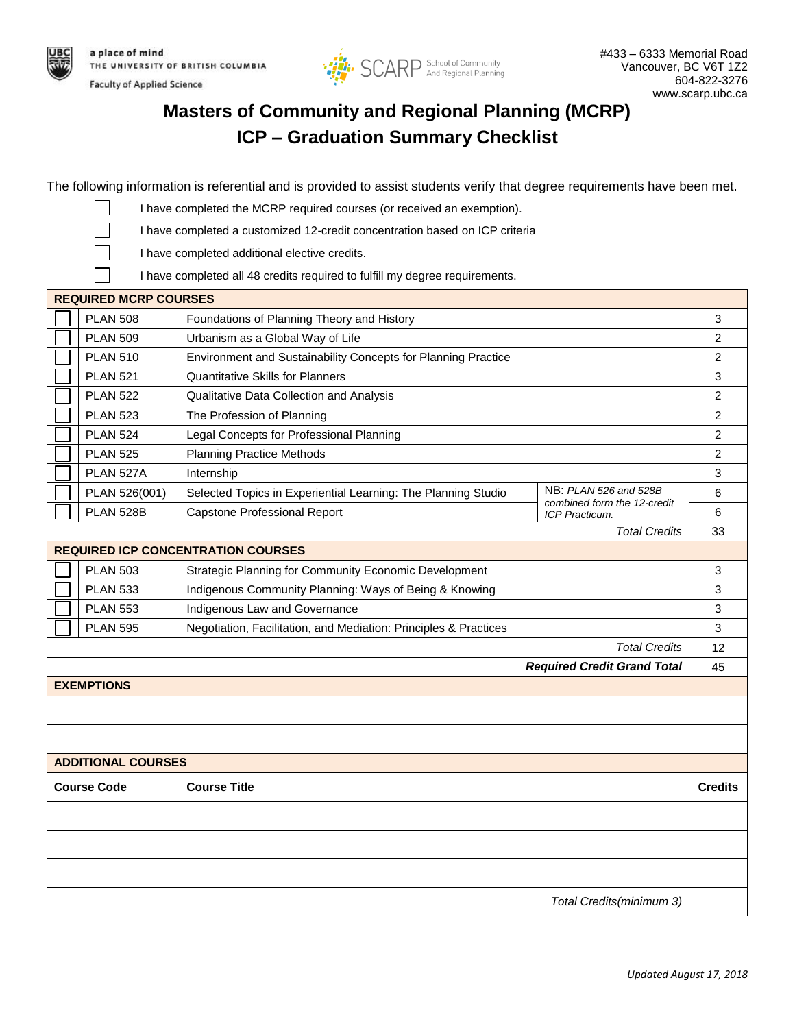a place of mind
THE UNIVERSITY OF BRITISH COLUMBIA
Faculty of Applied Science

SCARP School of Community And Regional Planning

#433 – 6333 Memorial Road
Vancouver, BC V6T 1Z2
604-822-3276
www.scarp.ubc.ca

# Masters of Community and Regional Planning (MCRP)
# ICP – Graduation Summary Checklist

The following information is referential and is provided to assist students verify that degree requirements have been met.

- ☐ I have completed the MCRP required courses (or received an exemption).
- ☐ I have completed a customized 12-credit concentration based on ICP criteria
- ☐ I have completed additional elective credits.
- ☐ I have completed all 48 credits required to fulfill my degree requirements.

| | Course | Title | Note | Credits |
|---|---|---|---|---|
| **REQUIRED MCRP COURSES** | | | | |
| ☐ | PLAN 508 | Foundations of Planning Theory and History | | 3 |
| ☐ | PLAN 509 | Urbanism as a Global Way of Life | | 2 |
| ☐ | PLAN 510 | Environment and Sustainability Concepts for Planning Practice | | 2 |
| ☐ | PLAN 521 | Quantitative Skills for Planners | | 3 |
| ☐ | PLAN 522 | Qualitative Data Collection and Analysis | | 2 |
| ☐ | PLAN 523 | The Profession of Planning | | 2 |
| ☐ | PLAN 524 | Legal Concepts for Professional Planning | | 2 |
| ☐ | PLAN 525 | Planning Practice Methods | | 2 |
| ☐ | PLAN 527A | Internship | | 3 |
| ☐ | PLAN 526(001) | Selected Topics in Experiential Learning: The Planning Studio | NB: *PLAN 526 and 528B combined form the 12-credit ICP Practicum.* | 6 |
| ☐ | PLAN 528B | Capstone Professional Report | | 6 |
| | | | *Total Credits* | 33 |
| **REQUIRED ICP CONCENTRATION COURSES** | | | | |
| ☐ | PLAN 503 | Strategic Planning for Community Economic Development | | 3 |
| ☐ | PLAN 533 | Indigenous Community Planning: Ways of Being & Knowing | | 3 |
| ☐ | PLAN 553 | Indigenous Law and Governance | | 3 |
| ☐ | PLAN 595 | Negotiation, Facilitation, and Mediation: Principles & Practices | | 3 |
| | | | *Total Credits* | 12 |
| | | | ***Required Credit Grand Total*** | 45 |

**EXEMPTIONS**

| | | |
|---|---|---|
| | | |
| | | |

**ADDITIONAL COURSES**

| Course Code | Course Title | Credits |
|---|---|---|
| | | |
| | | |
| | | |
| | *Total Credits(minimum 3)* | |

*Updated August 17, 2018*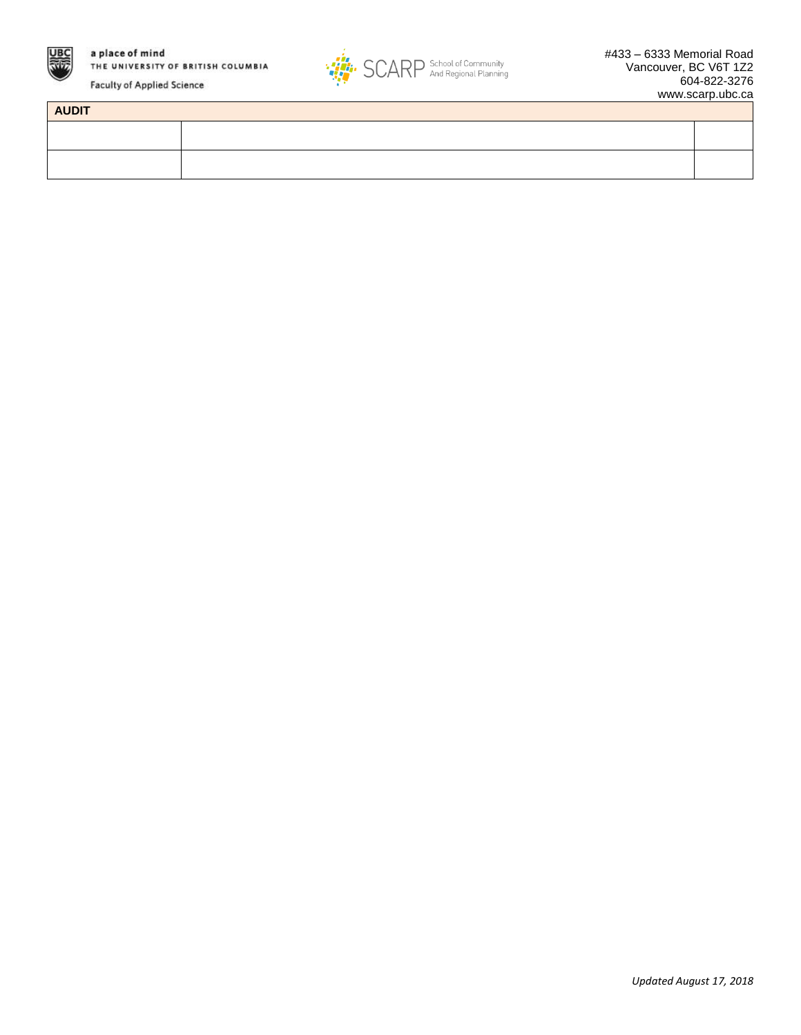| AUDIT | | |
|---|---|---|
| | | |
| | | |